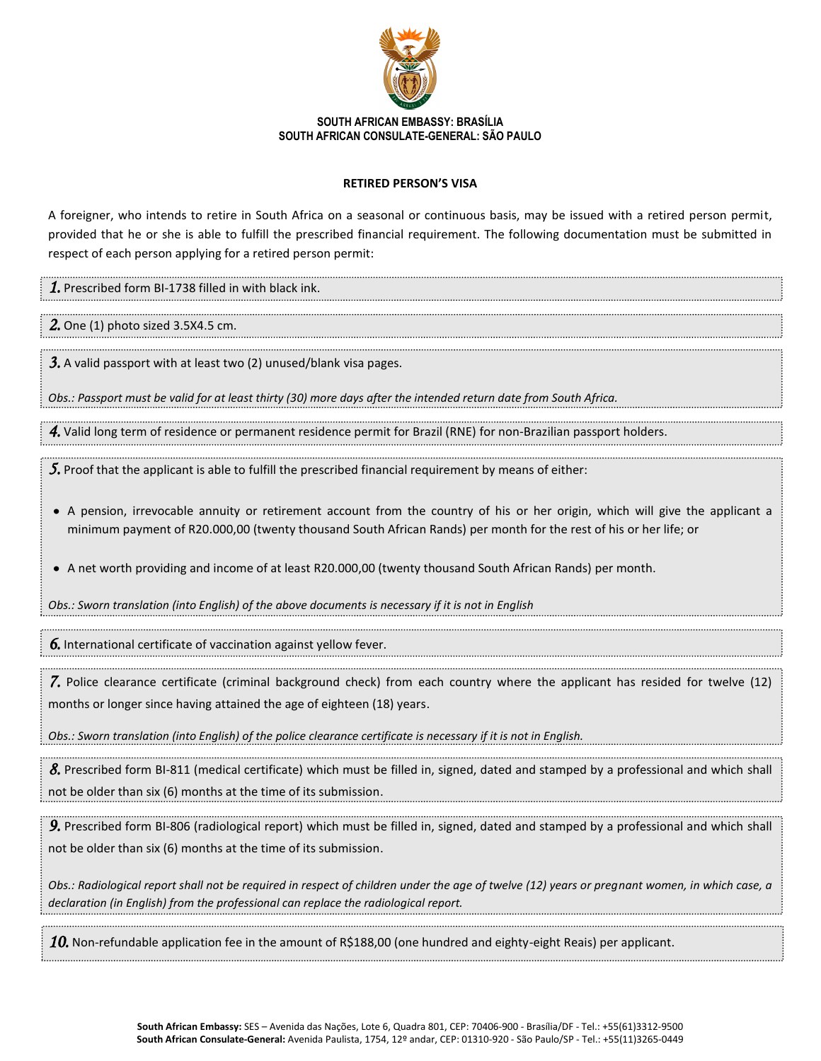**SOUTH AFRICAN EMBASSY: BRASÍLIA**
**SOUTH AFRICAN CONSULATE-GENERAL: SÃO PAULO**

# RETIRED PERSON'S VISA

A foreigner, who intends to retire in South Africa on a seasonal or continuous basis, may be issued with a retired person permit, provided that he or she is able to fulfill the prescribed financial requirement. The following documentation must be submitted in respect of each person applying for a retired person permit:

***1.*** Prescribed form BI-1738 filled in with black ink.

***2.*** One (1) photo sized 3.5X4.5 cm.

***3.*** A valid passport with at least two (2) unused/blank visa pages.

*Obs.: Passport must be valid for at least thirty (30) more days after the intended return date from South Africa.*

***4.*** Valid long term of residence or permanent residence permit for Brazil (RNE) for non-Brazilian passport holders.

***5.*** Proof that the applicant is able to fulfill the prescribed financial requirement by means of either:

- A pension, irrevocable annuity or retirement account from the country of his or her origin, which will give the applicant a minimum payment of R20.000,00 (twenty thousand South African Rands) per month for the rest of his or her life; or
- A net worth providing and income of at least R20.000,00 (twenty thousand South African Rands) per month.

*Obs.: Sworn translation (into English) of the above documents is necessary if it is not in English*

***6.*** International certificate of vaccination against yellow fever.

***7.*** Police clearance certificate (criminal background check) from each country where the applicant has resided for twelve (12) months or longer since having attained the age of eighteen (18) years.

*Obs.: Sworn translation (into English) of the police clearance certificate is necessary if it is not in English.*

***8.*** Prescribed form BI-811 (medical certificate) which must be filled in, signed, dated and stamped by a professional and which shall not be older than six (6) months at the time of its submission.

***9.*** Prescribed form BI-806 (radiological report) which must be filled in, signed, dated and stamped by a professional and which shall not be older than six (6) months at the time of its submission.

*Obs.: Radiological report shall not be required in respect of children under the age of twelve (12) years or pregnant women, in which case, a declaration (in English) from the professional can replace the radiological report.*

***10.*** Non-refundable application fee in the amount of R$188,00 (one hundred and eighty-eight Reais) per applicant.

**South African Embassy:** SES – Avenida das Nações, Lote 6, Quadra 801, CEP: 70406-900 - Brasília/DF - Tel.: +55(61)3312-9500
**South African Consulate-General:** Avenida Paulista, 1754, 12º andar, CEP: 01310-920 - São Paulo/SP - Tel.: +55(11)3265-0449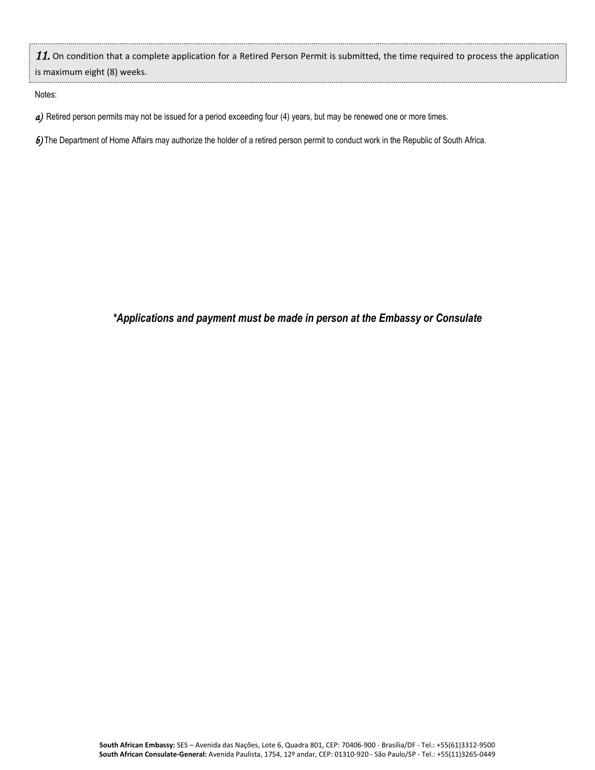***11.*** On condition that a complete application for a Retired Person Permit is submitted, the time required to process the application is maximum eight (8) weeks.

Notes:

***a)*** Retired person permits may not be issued for a period exceeding four (4) years, but may be renewed one or more times.

***b)*** The Department of Home Affairs may authorize the holder of a retired person permit to conduct work in the Republic of South Africa.

***\*Applications and payment must be made in person at the Embassy or Consulate***

**South African Embassy:** SES – Avenida das Nações, Lote 6, Quadra 801, CEP: 70406-900 - Brasília/DF - Tel.: +55(61)3312-9500
**South African Consulate-General:** Avenida Paulista, 1754, 12º andar, CEP: 01310-920 - São Paulo/SP - Tel.: +55(11)3265-0449